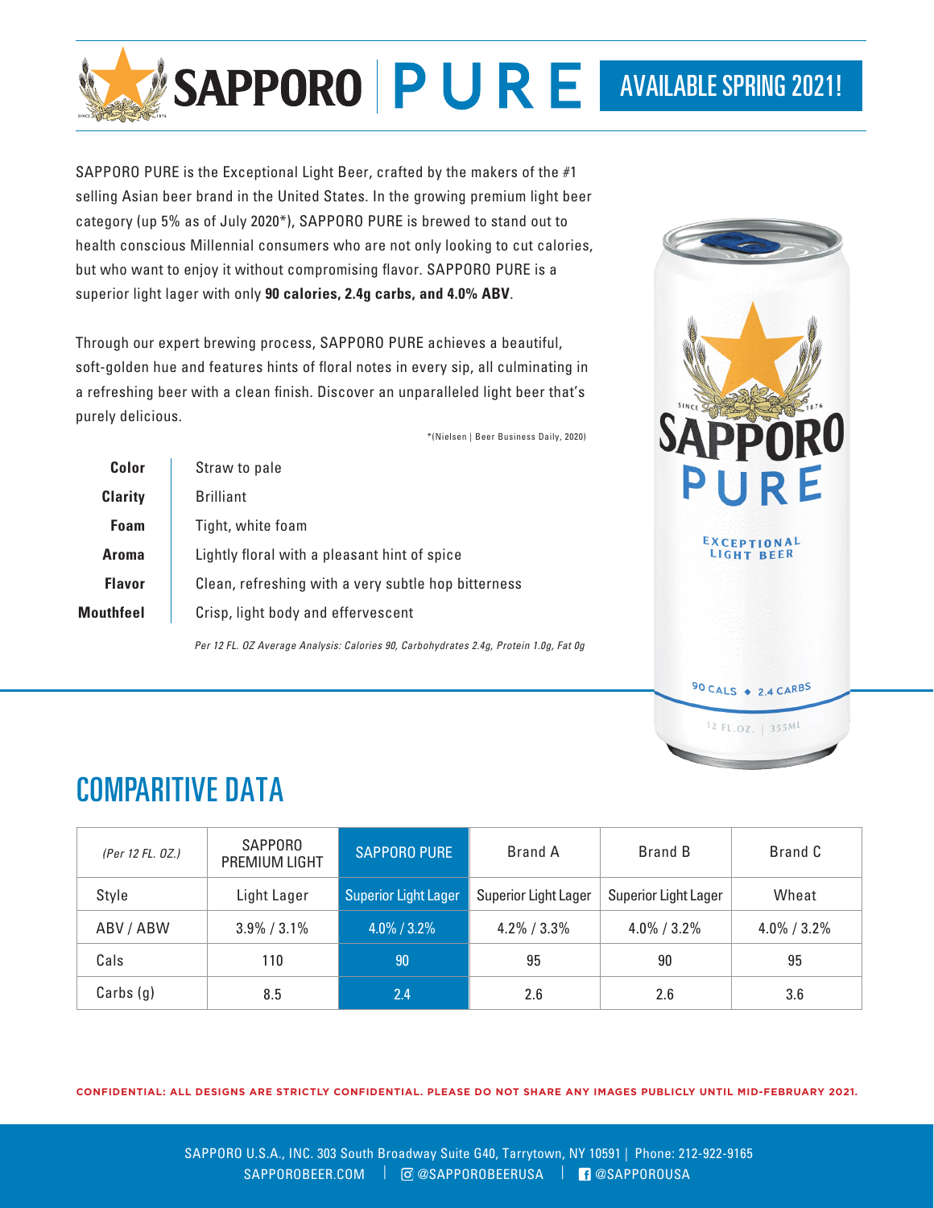# SAPPORO PURE

**AVAILABLE SPRING 2021!**

SAPPORO PURE is the Exceptional Light Beer, crafted by the makers of the #1 selling Asian beer brand in the United States. In the growing premium light beer category (up 5% as of July 2020*), SAPPORO PURE is brewed to stand out to health conscious Millennial consumers who are not only looking to cut calories, but who want to enjoy it without compromising flavor. SAPPORO PURE is a superior light lager with only **90 calories, 2.4g carbs, and 4.0% ABV**.

Through our expert brewing process, SAPPORO PURE achieves a beautiful, soft-golden hue and features hints of floral notes in every sip, all culminating in a refreshing beer with a clean finish. Discover an unparalleled light beer that's purely delicious.

*(Nielsen | Beer Business Daily, 2020)

| | |
|---|---|
| **Color** | Straw to pale |
| **Clarity** | Brilliant |
| **Foam** | Tight, white foam |
| **Aroma** | Lightly floral with a pleasant hint of spice |
| **Flavor** | Clean, refreshing with a very subtle hop bitterness |
| **Mouthfeel** | Crisp, light body and effervescent |

*Per 12 FL. OZ Average Analysis: Calories 90, Carbohydrates 2.4g, Protein 1.0g, Fat 0g*

SAPPORO PURE — EXCEPTIONAL LIGHT BEER — 90 CALS ◆ 2.4 CARBS — 12 FL.OZ. | 355ML

## COMPARITIVE DATA

| *(Per 12 FL. OZ.)* | SAPPORO PREMIUM LIGHT | SAPPORO PURE | Brand A | Brand B | Brand C |
|---|---|---|---|---|---|
| Style | Light Lager | Superior Light Lager | Superior Light Lager | Superior Light Lager | Wheat |
| ABV / ABW | 3.9% / 3.1% | 4.0% / 3.2% | 4.2% / 3.3% | 4.0% / 3.2% | 4.0% / 3.2% |
| Cals | 110 | 90 | 95 | 90 | 95 |
| Carbs (g) | 8.5 | 2.4 | 2.6 | 2.6 | 3.6 |

**CONFIDENTIAL: ALL DESIGNS ARE STRICTLY CONFIDENTIAL. PLEASE DO NOT SHARE ANY IMAGES PUBLICLY UNTIL MID-FEBRUARY 2021.**

SAPPORO U.S.A., INC. 303 South Broadway Suite G40, Tarrytown, NY 10591 | Phone: 212-922-9165
SAPPOROBEER.COM | @SAPPOROBEERUSA | @SAPPOROUSA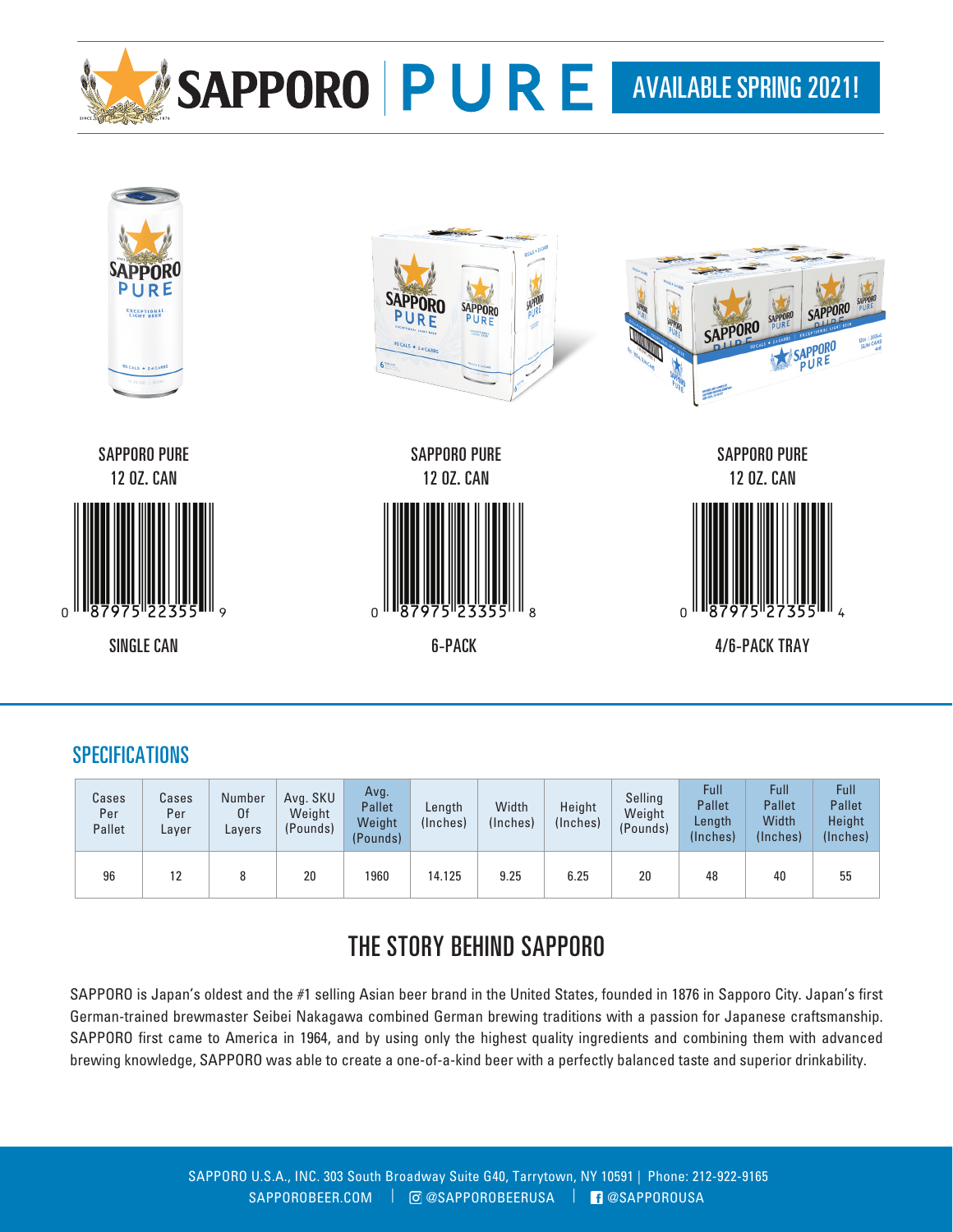# SAPPORO | PURE

**AVAILABLE SPRING 2021!**

SAPPORO PURE
12 OZ. CAN

0 87975 22355 9

SINGLE CAN

SAPPORO PURE
12 OZ. CAN

0 87975 23355 8

6-PACK

SAPPORO PURE
12 OZ. CAN

0 87975 27355 4

4/6-PACK TRAY

## SPECIFICATIONS

| Cases Per Pallet | Cases Per Layer | Number Of Layers | Avg. SKU Weight (Pounds) | Avg. Pallet Weight (Pounds) | Length (Inches) | Width (Inches) | Height (Inches) | Selling Weight (Pounds) | Full Pallet Length (Inches) | Full Pallet Width (Inches) | Full Pallet Height (Inches) |
|---|---|---|---|---|---|---|---|---|---|---|---|
| 96 | 12 | 8 | 20 | 1960 | 14.125 | 9.25 | 6.25 | 20 | 48 | 40 | 55 |

## THE STORY BEHIND SAPPORO

SAPPORO is Japan's oldest and the #1 selling Asian beer brand in the United States, founded in 1876 in Sapporo City. Japan's first German-trained brewmaster Seibei Nakagawa combined German brewing traditions with a passion for Japanese craftsmanship. SAPPORO first came to America in 1964, and by using only the highest quality ingredients and combining them with advanced brewing knowledge, SAPPORO was able to create a one-of-a-kind beer with a perfectly balanced taste and superior drinkability.

SAPPORO U.S.A., INC. 303 South Broadway Suite G40, Tarrytown, NY 10591 | Phone: 212-922-9165
SAPPOROBEER.COM | @SAPPOROBEERUSA | @SAPPOROUSA